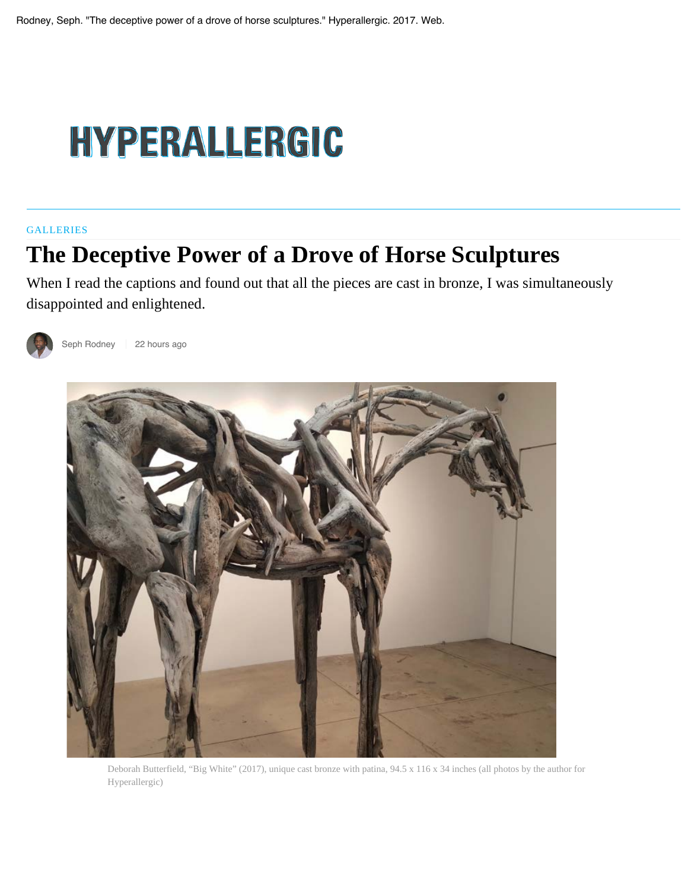Rodney, Seph. "The deceptive power of a drove of horse sculptures." Hyperallergic. 2017. Web.

HYPERALLERGIC

GALLERIES

# The Deceptive Power of a Drove of Horse Sculptures

When I read the captions and found out that all the pieces are cast in bronze, I was simultaneously disappointed and enlightened.

Seph Rodney | 22 hours ago

Deborah Butterfield, "Big White" (2017), unique cast bronze with patina, 94.5 x 116 x 34 inches (all photos by the author for Hyperallergic)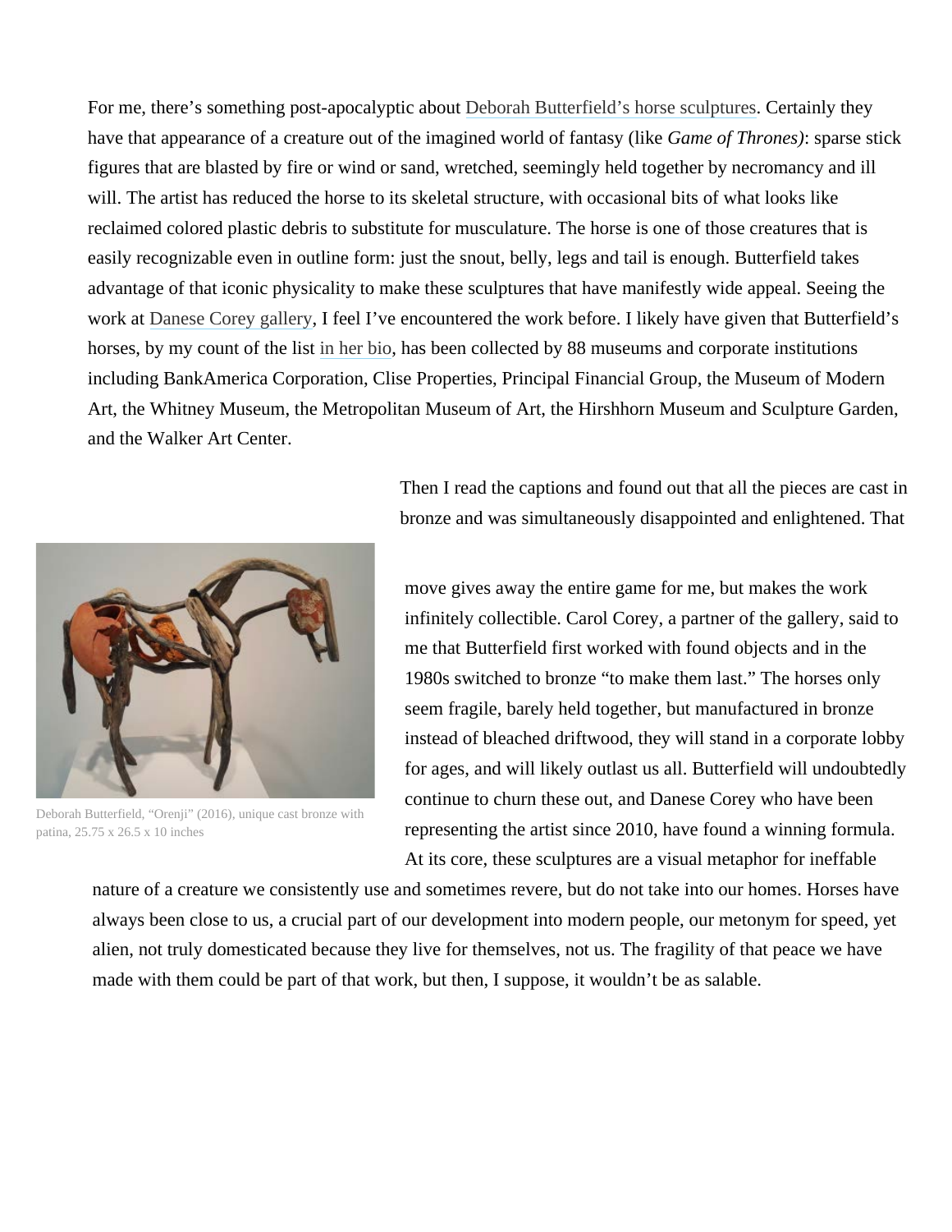For me, there's something post-apocalyptic about Deborah Butterfield's horse sculptures. Certainly they have that appearance of a creature out of the imagined world of fantasy (like *Game of Thrones)*: sparse stick figures that are blasted by fire or wind or sand, wretched, seemingly held together by necromancy and ill will. The artist has reduced the horse to its skeletal structure, with occasional bits of what looks like reclaimed colored plastic debris to substitute for musculature. The horse is one of those creatures that is easily recognizable even in outline form: just the snout, belly, legs and tail is enough. Butterfield takes advantage of that iconic physicality to make these sculptures that have manifestly wide appeal. Seeing the work at Danese Corey gallery, I feel I've encountered the work before. I likely have given that Butterfield's horses, by my count of the list in her bio, has been collected by 88 museums and corporate institutions including BankAmerica Corporation, Clise Properties, Principal Financial Group, the Museum of Modern Art, the Whitney Museum, the Metropolitan Museum of Art, the Hirshhorn Museum and Sculpture Garden, and the Walker Art Center.

Then I read the captions and found out that all the pieces are cast in bronze and was simultaneously disappointed and enlightened. That move gives away the entire game for me, but makes the work infinitely collectible. Carol Corey, a partner of the gallery, said to me that Butterfield first worked with found objects and in the 1980s switched to bronze "to make them last." The horses only seem fragile, barely held together, but manufactured in bronze instead of bleached driftwood, they will stand in a corporate lobby for ages, and will likely outlast us all. Butterfield will undoubtedly continue to churn these out, and Danese Corey who have been representing the artist since 2010, have found a winning formula. At its core, these sculptures are a visual metaphor for ineffable nature of a creature we consistently use and sometimes revere, but do not take into our homes. Horses have always been close to us, a crucial part of our development into modern people, our metonym for speed, yet alien, not truly domesticated because they live for themselves, not us. The fragility of that peace we have made with them could be part of that work, but then, I suppose, it wouldn't be as salable.

Deborah Butterfield, "Orenji" (2016), unique cast bronze with patina, 25.75 x 26.5 x 10 inches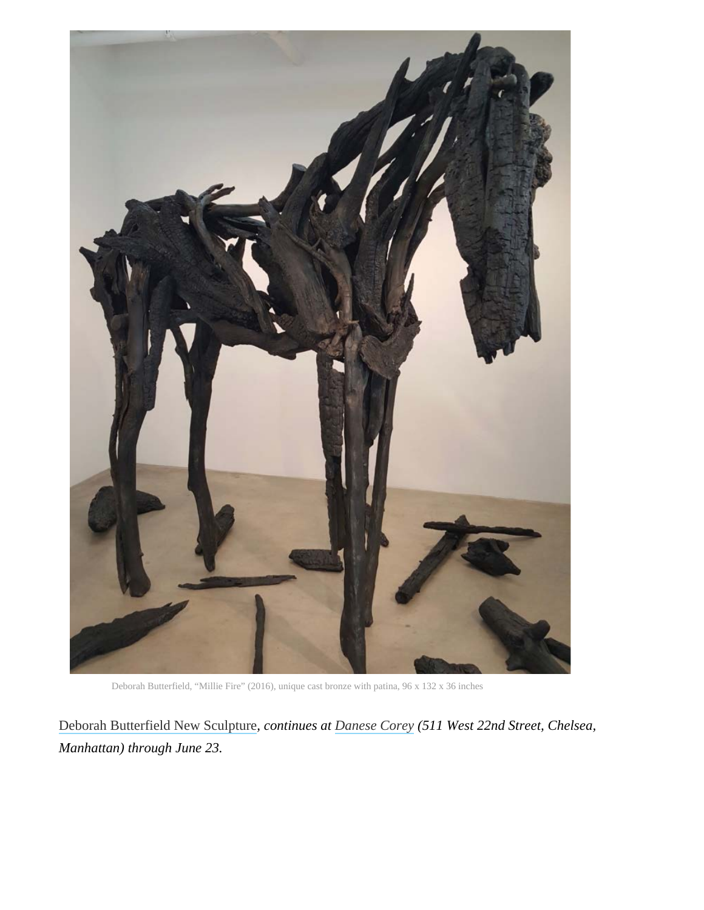Deborah Butterfield, "Millie Fire" (2016), unique cast bronze with patina, 96 x 132 x 36 inches

Deborah Butterfield New Sculpture*, continues at* *Danese Corey* *(511 West 22nd Street, Chelsea, Manhattan) through June 23.*